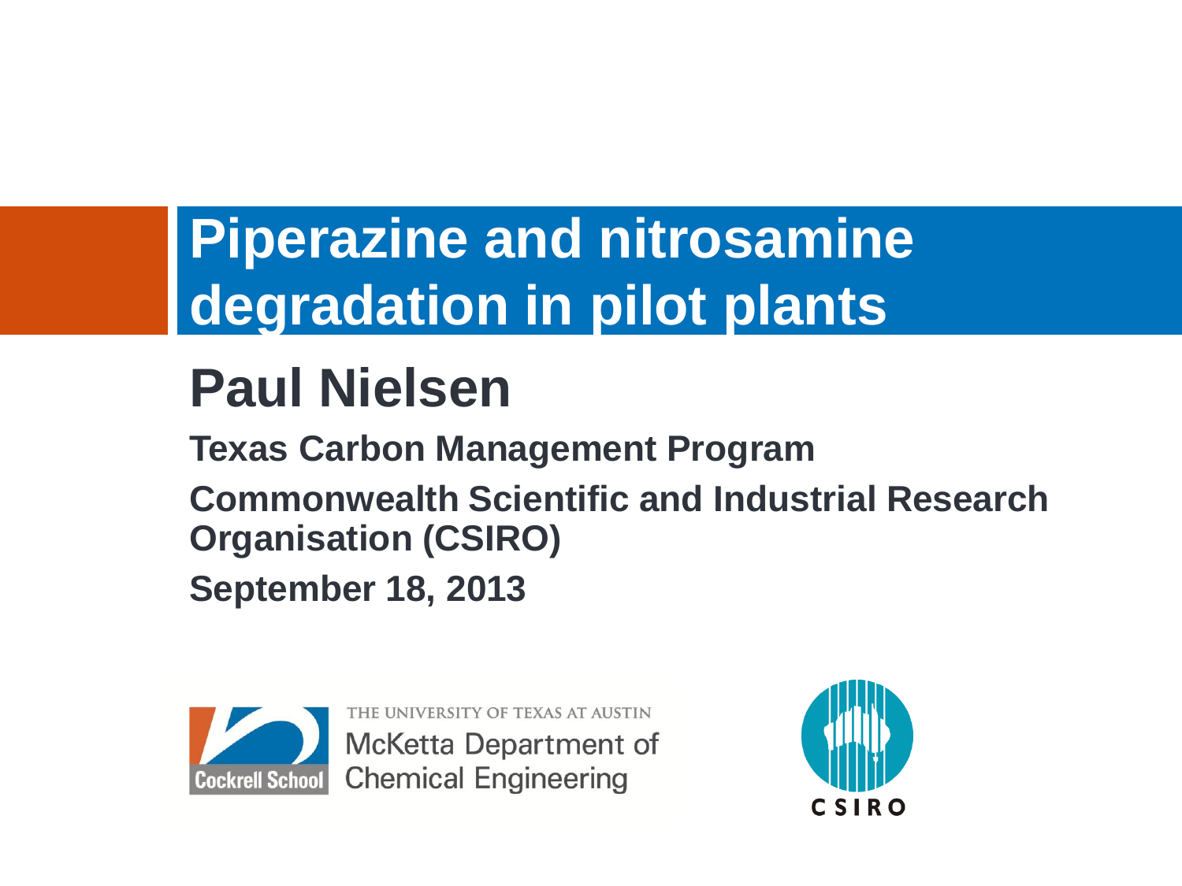# Piperazine and nitrosamine degradation in pilot plants

## Paul Nielsen

**Texas Carbon Management Program**

**Commonwealth Scientific and Industrial Research Organisation (CSIRO)**

**September 18, 2013**

THE UNIVERSITY OF TEXAS AT AUSTIN
McKetta Department of Chemical Engineering
Cockrell School

CSIRO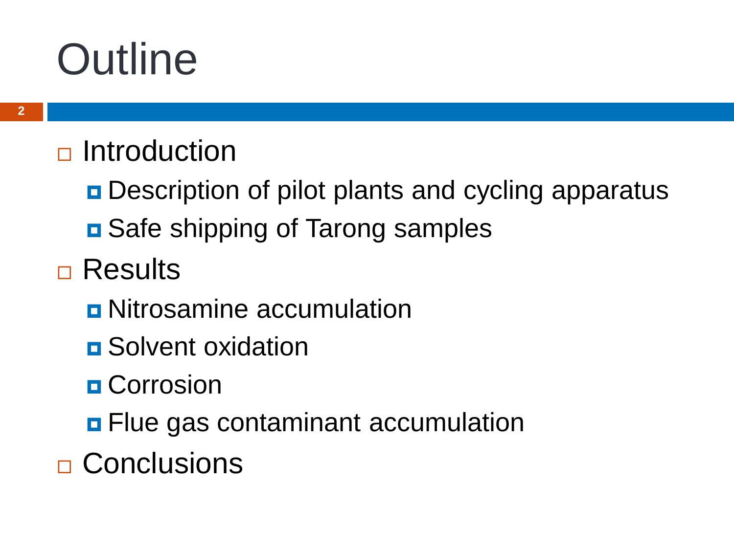# Outline

- Introduction
  - Description of pilot plants and cycling apparatus
  - Safe shipping of Tarong samples
- Results
  - Nitrosamine accumulation
  - Solvent oxidation
  - Corrosion
  - Flue gas contaminant accumulation
- Conclusions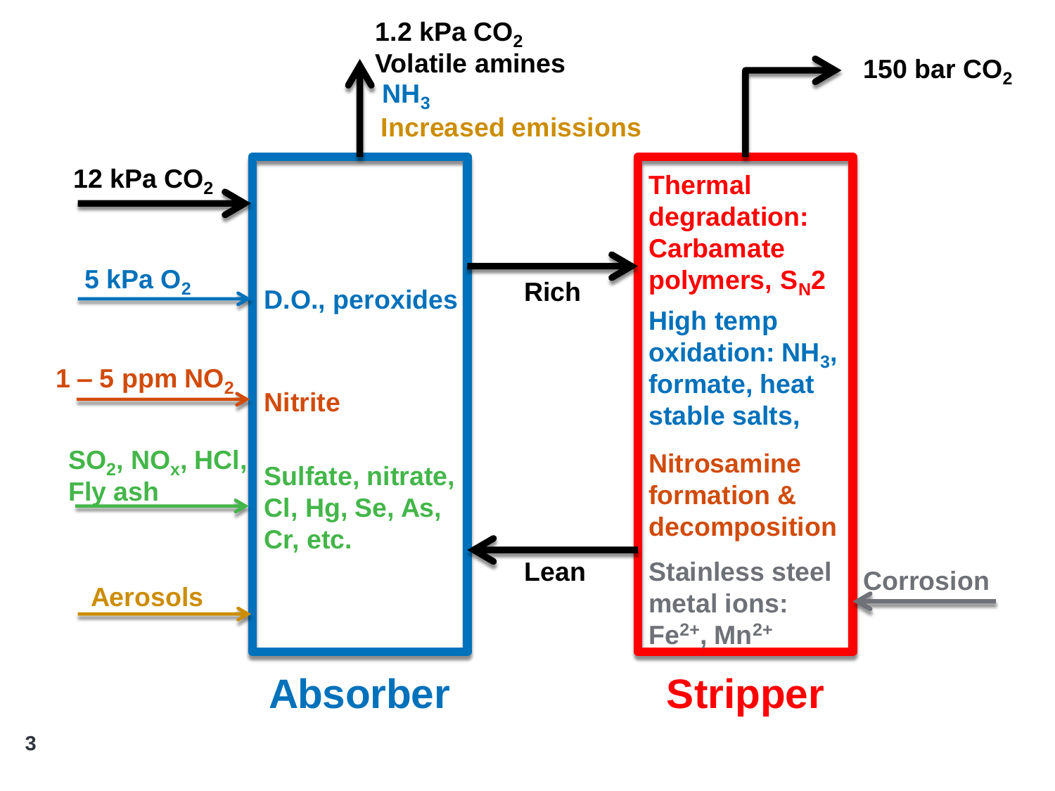$1.2\ kPa\ CO_2$

Volatile amines

$NH_3$

Increased emissions

150 bar $CO_2$

12 kPa $CO_2$

5 kPa $O_2$

1 – 5 ppm $NO_2$

$SO_2$, $NO_x$, HCl, Fly ash

Aerosols

D.O., peroxides

Nitrite

Sulfate, nitrate, Cl, Hg, Se, As, Cr, etc.

Rich

Lean

Thermal degradation: Carbamate polymers, $S_N2$

High temp oxidation: $NH_3$, formate, heat stable salts,

Nitrosamine formation & decomposition

Stainless steel metal ions: $Fe^{2+}$, $Mn^{2+}$

Corrosion

**Absorber**

**Stripper**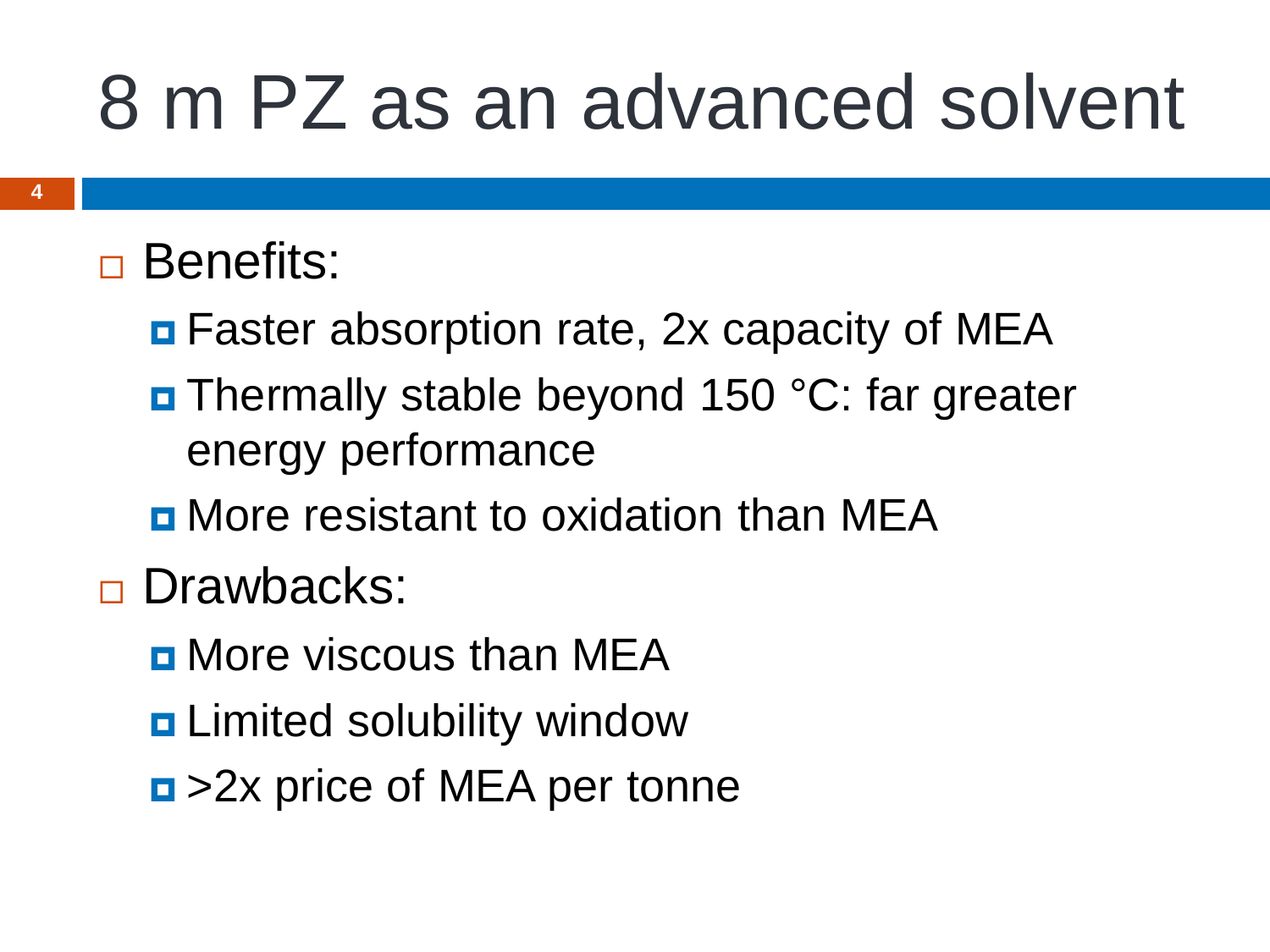# 8 m PZ as an advanced solvent

- Benefits:
  - Faster absorption rate, 2x capacity of MEA
  - Thermally stable beyond 150 °C: far greater energy performance
  - More resistant to oxidation than MEA
- Drawbacks:
  - More viscous than MEA
  - Limited solubility window
  - >2x price of MEA per tonne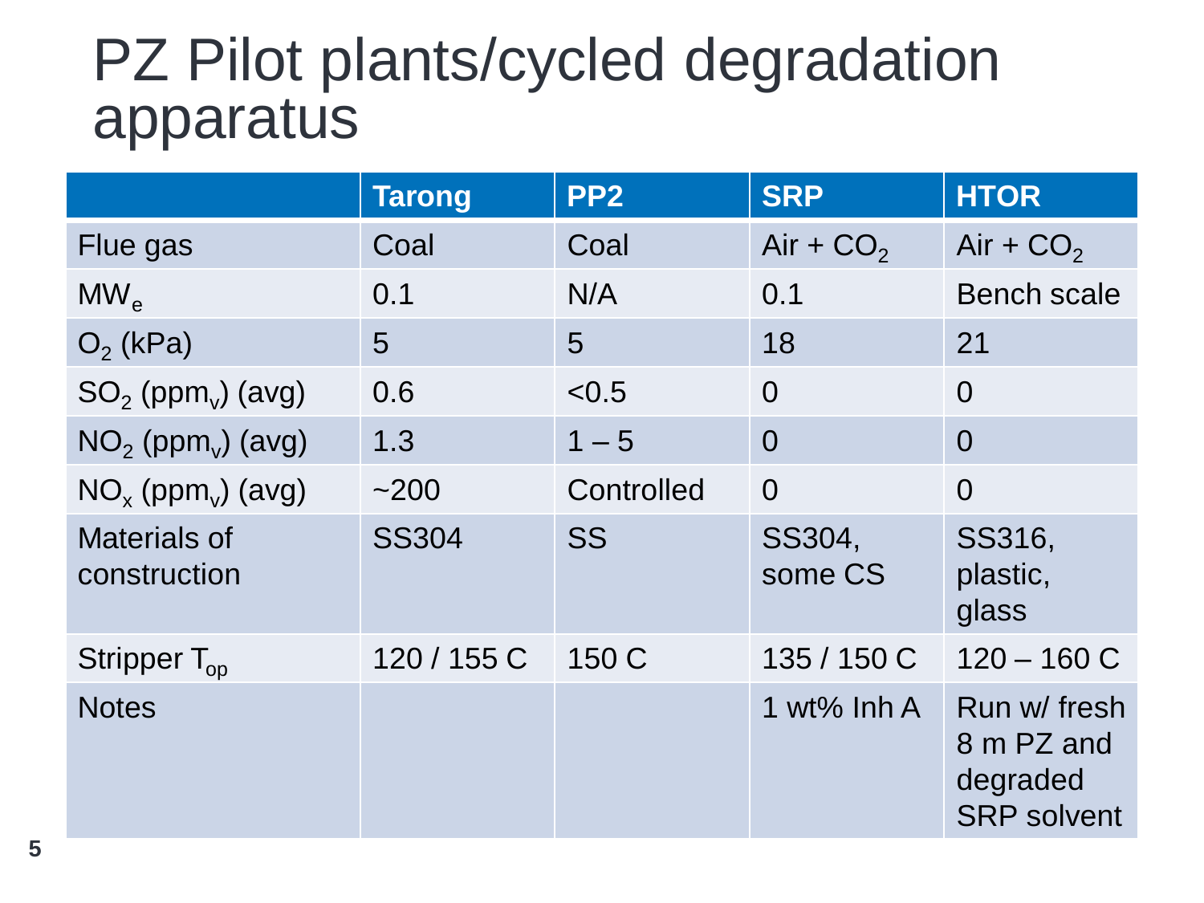# PZ Pilot plants/cycled degradation apparatus

| | Tarong | PP2 | SRP | HTOR |
|---|---|---|---|---|
| Flue gas | Coal | Coal | Air + $CO_2$ | Air + $CO_2$ |
| $MW_e$ | 0.1 | N/A | 0.1 | Bench scale |
| $O_2$ (kPa) | 5 | 5 | 18 | 21 |
| $SO_2$ ($ppm_v$) (avg) | 0.6 | <0.5 | 0 | 0 |
| $NO_2$ ($ppm_v$) (avg) | 1.3 | 1 – 5 | 0 | 0 |
| $NO_x$ ($ppm_v$) (avg) | ~200 | Controlled | 0 | 0 |
| Materials of construction | SS304 | SS | SS304, some CS | SS316, plastic, glass |
| Stripper $T_{op}$ | 120 / 155 C | 150 C | 135 / 150 C | 120 – 160 C |
| Notes | | | 1 wt% Inh A | Run w/ fresh 8 m PZ and degraded SRP solvent |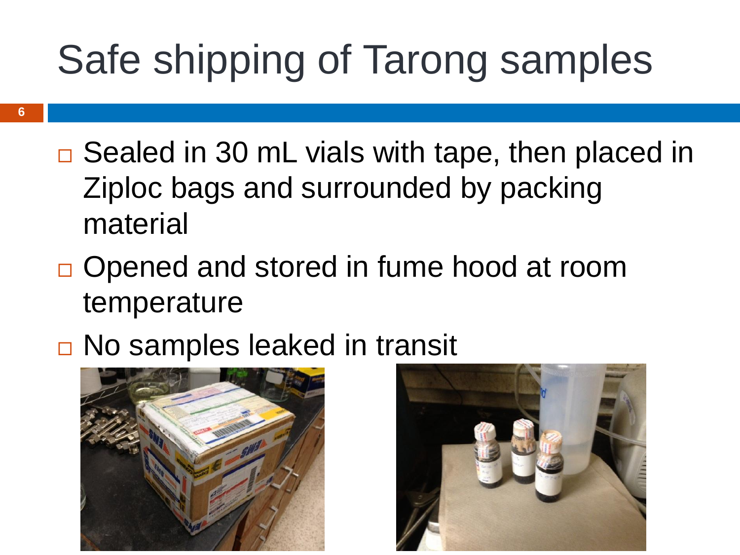# Safe shipping of Tarong samples

- Sealed in 30 mL vials with tape, then placed in Ziploc bags and surrounded by packing material
- Opened and stored in fume hood at room temperature
- No samples leaked in transit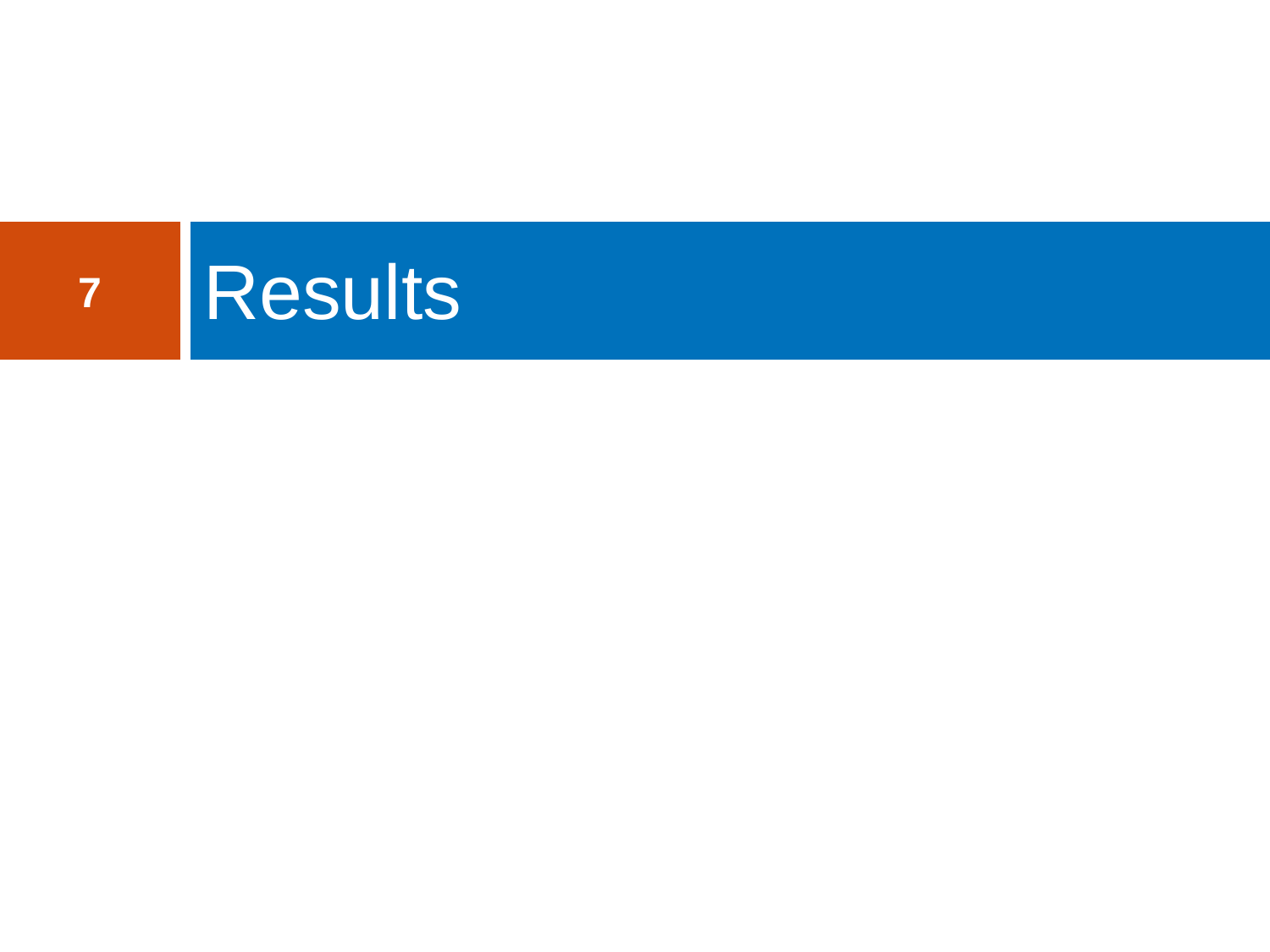# Results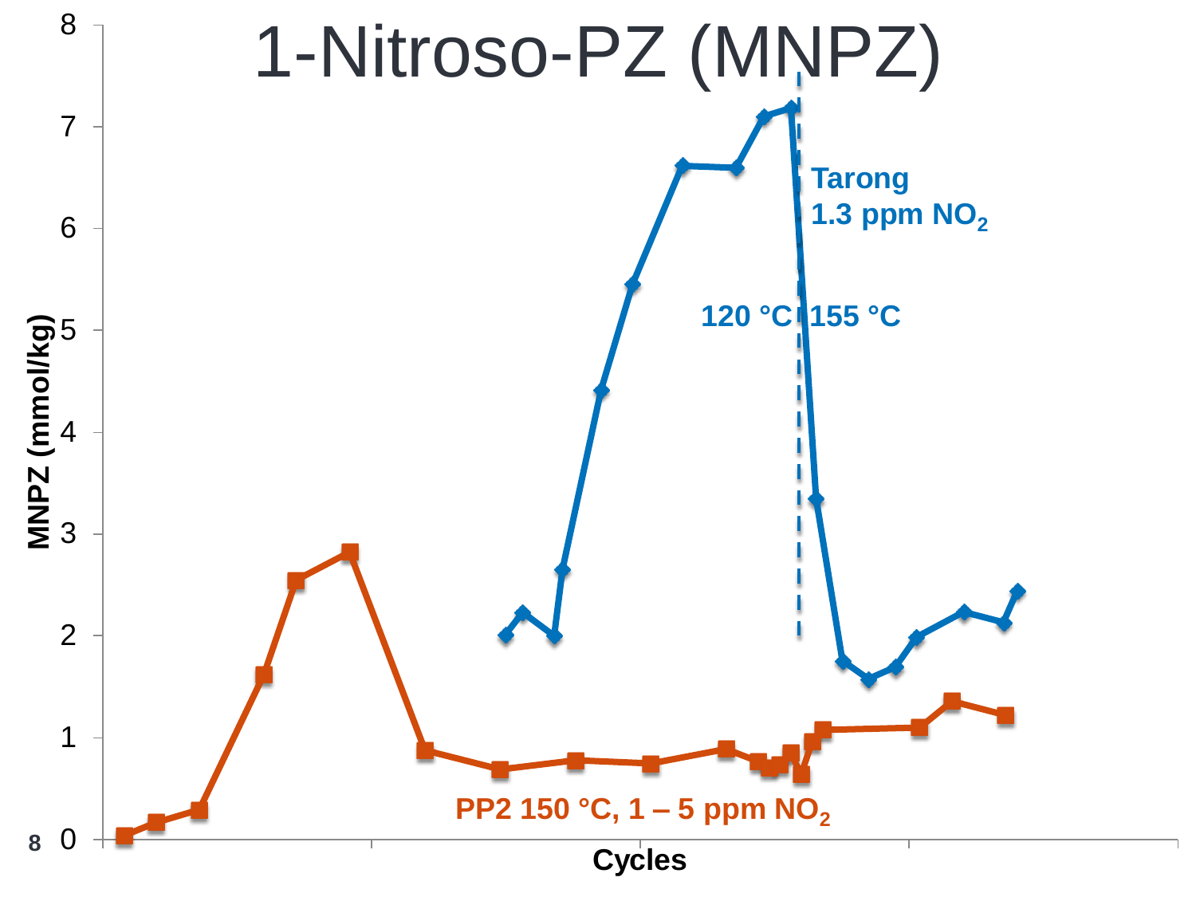# 1-Nitroso-PZ (MNPZ)

Tarong 1.3 ppm $NO_2$

120 °C | 155 °C

PP2 150 °C, 1 – 5 ppm $NO_2$

MNPZ (mmol/kg)

Cycles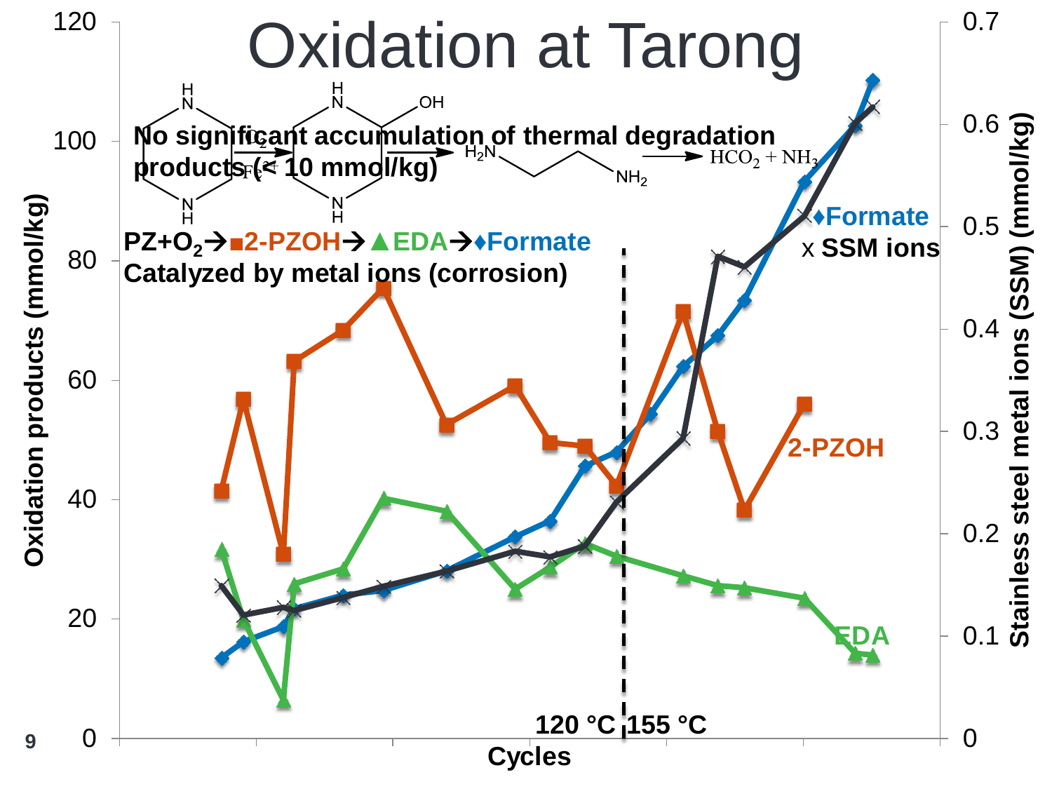# Oxidation at Tarong

**No significant accumulation of thermal degradation products (< 10 mmol/kg)**

**PZ+$O_2$→■2-PZOH→▲EDA→♦Formate**

**Catalyzed by metal ions (corrosion)**

$$PZ \xrightarrow[Fe^{2+}]{O_2} \text{2-PZOH} \longrightarrow H_2N\text{-}CH_2CH_2\text{-}NH_2 \longrightarrow HCO_2^- + NH_3$$

Oxidation products (mmol/kg)

Stainless steel metal ions (SSM) (mmol/kg)

Cycles

120 °C | 155 °C

♦Formate

x SSM ions

2-PZOH

EDA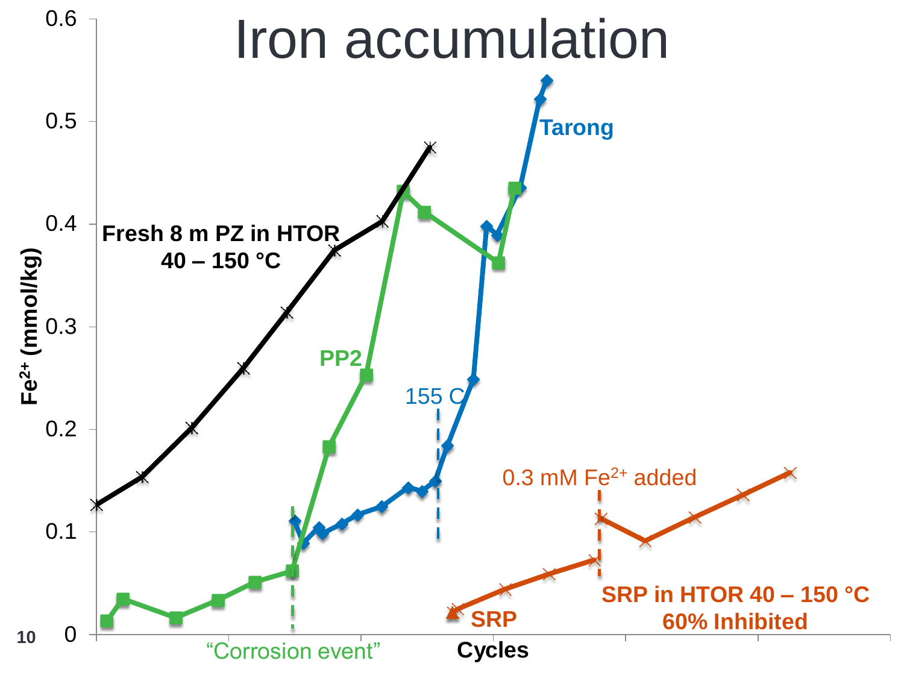# Iron accumulation

Fresh 8 m PZ in HTOR 40 – 150 °C

PP2

Tarong

155 C

0.3 mM $Fe^{2+}$ added

SRP

SRP in HTOR 40 – 150 °C 60% Inhibited

"Corrosion event"

$Fe^{2+}$ (mmol/kg)

Cycles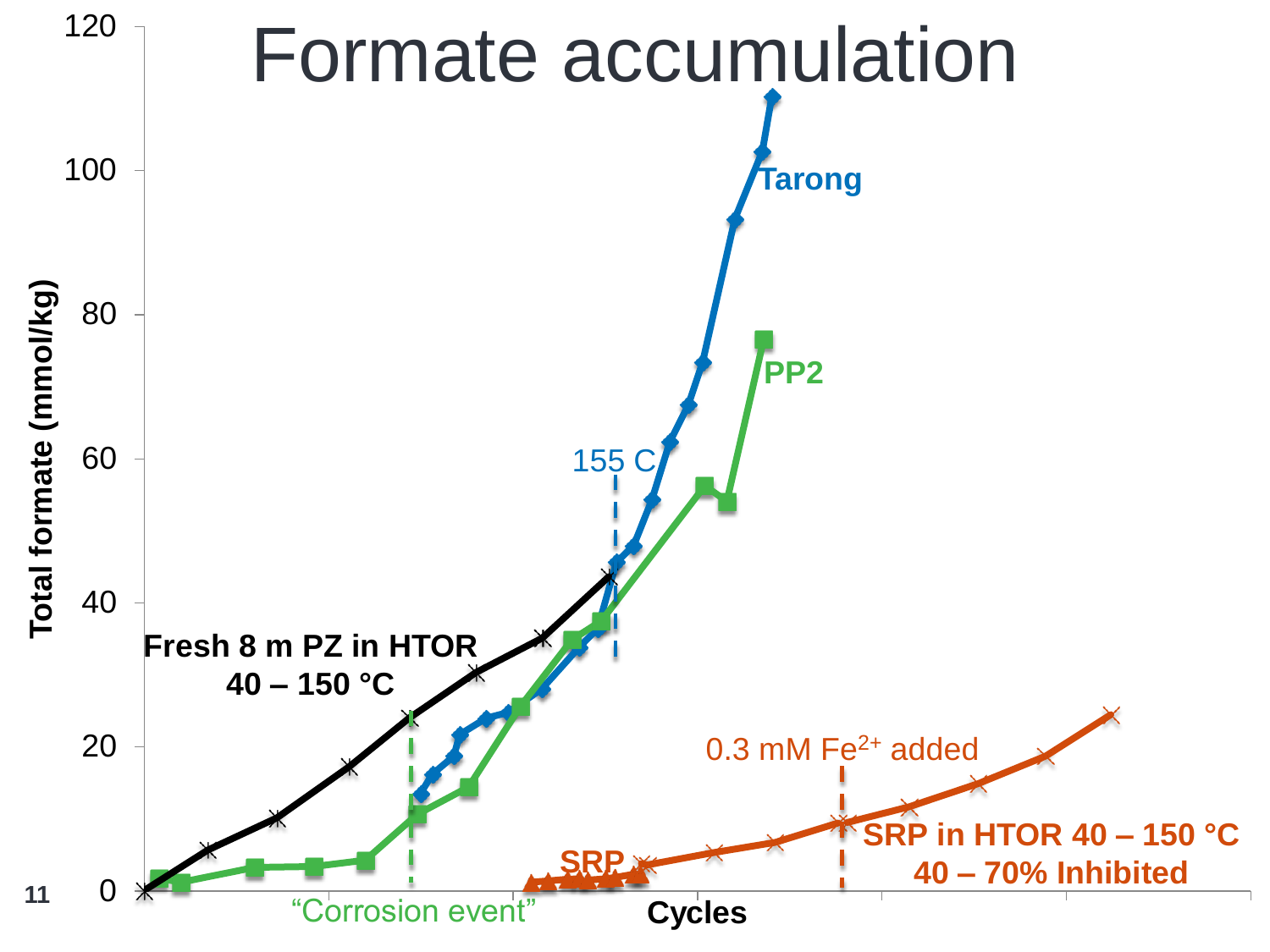# Formate accumulation

Total formate (mmol/kg)

120

100

80

60

40

20

0

Cycles

Tarong

PP2

155 C

Fresh 8 m PZ in HTOR 40 – 150 °C

“Corrosion event”

0.3 mM $Fe^{2+}$ added

SRP

SRP in HTOR 40 – 150 °C 40 – 70% Inhibited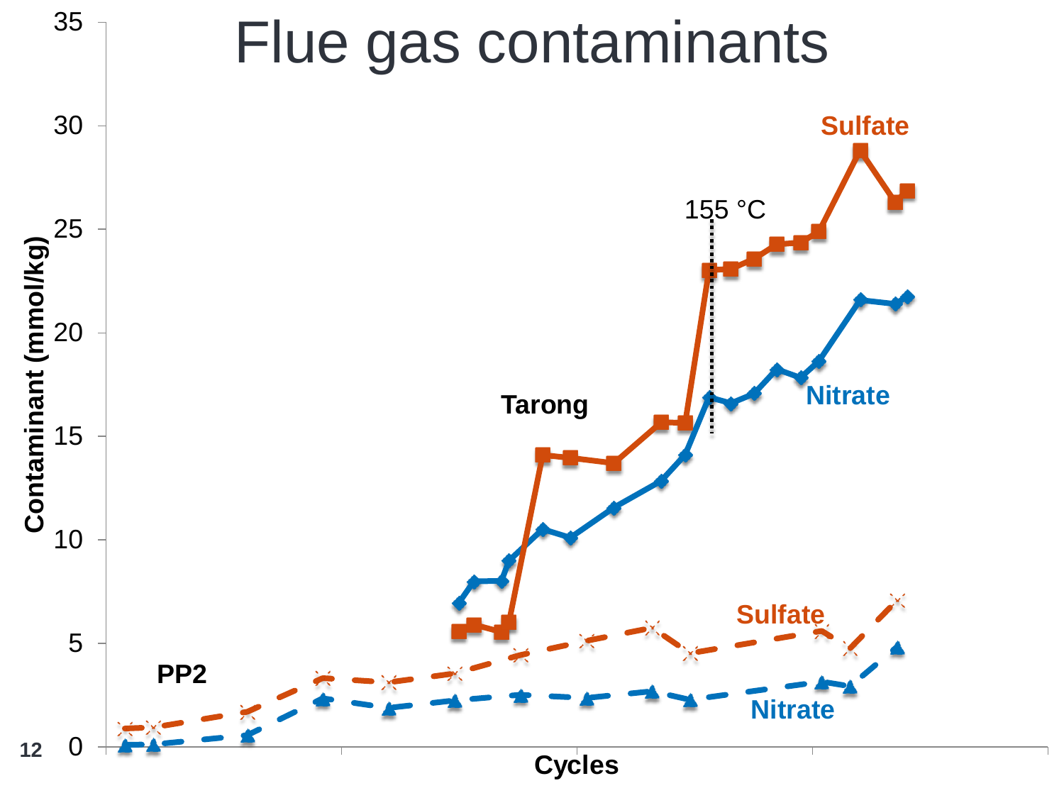# Flue gas contaminants

Contaminant (mmol/kg)

35
30
25
20
15
10
5
0

Cycles

155 °C

Tarong

Sulfate

Nitrate

PP2

Sulfate

Nitrate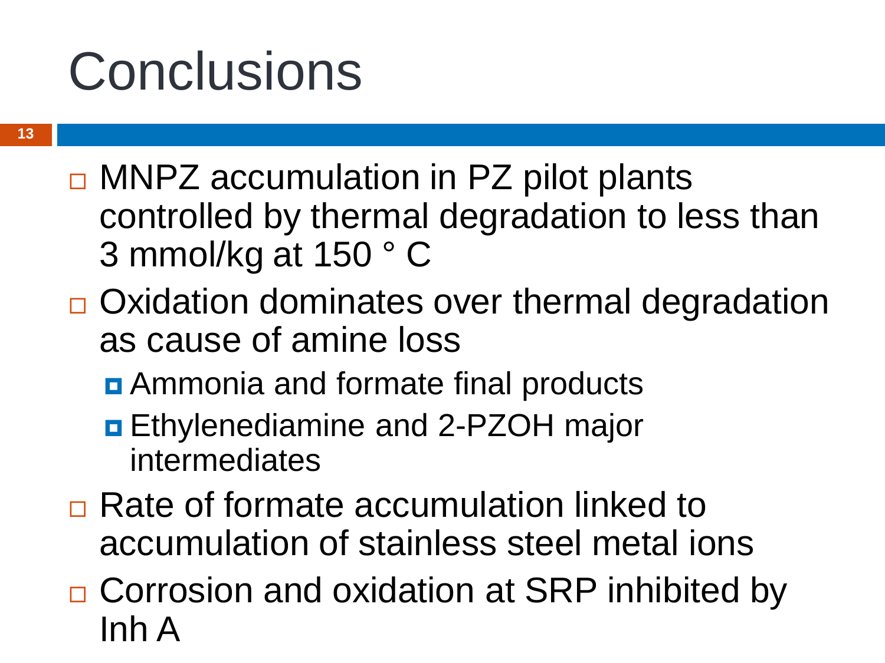# Conclusions

- MNPZ accumulation in PZ pilot plants controlled by thermal degradation to less than 3 mmol/kg at 150 ° C
- Oxidation dominates over thermal degradation as cause of amine loss
  - Ammonia and formate final products
  - Ethylenediamine and 2-PZOH major intermediates
- Rate of formate accumulation linked to accumulation of stainless steel metal ions
- Corrosion and oxidation at SRP inhibited by Inh A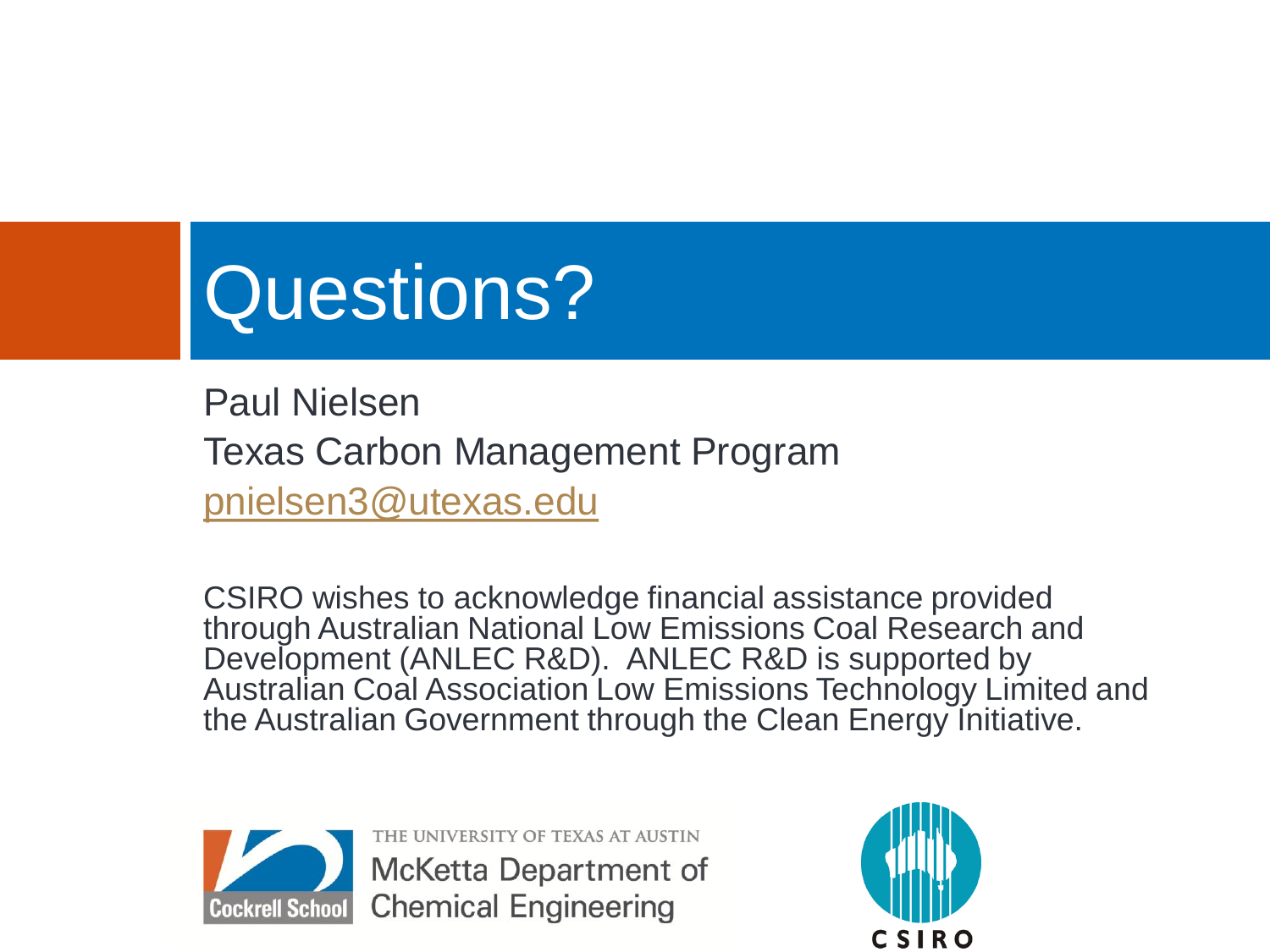# Questions?

Paul Nielsen

Texas Carbon Management Program

pnielsen3@utexas.edu

CSIRO wishes to acknowledge financial assistance provided through Australian National Low Emissions Coal Research and Development (ANLEC R&D). ANLEC R&D is supported by Australian Coal Association Low Emissions Technology Limited and the Australian Government through the Clean Energy Initiative.

Cockrell School

THE UNIVERSITY OF TEXAS AT AUSTIN

McKetta Department of Chemical Engineering

CSIRO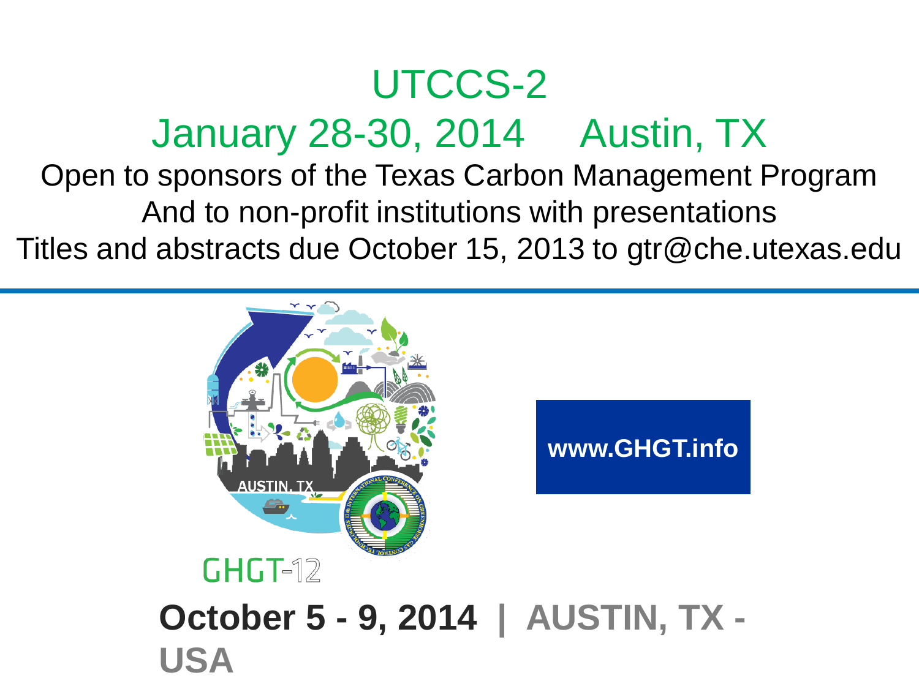# UTCCS-2

## January 28-30, 2014 Austin, TX

Open to sponsors of the Texas Carbon Management Program
And to non-profit institutions with presentations
Titles and abstracts due October 15, 2013 to gtr@che.utexas.edu

GHGT-12

**www.GHGT.info**

**October 5 - 9, 2014 | AUSTIN, TX - USA**